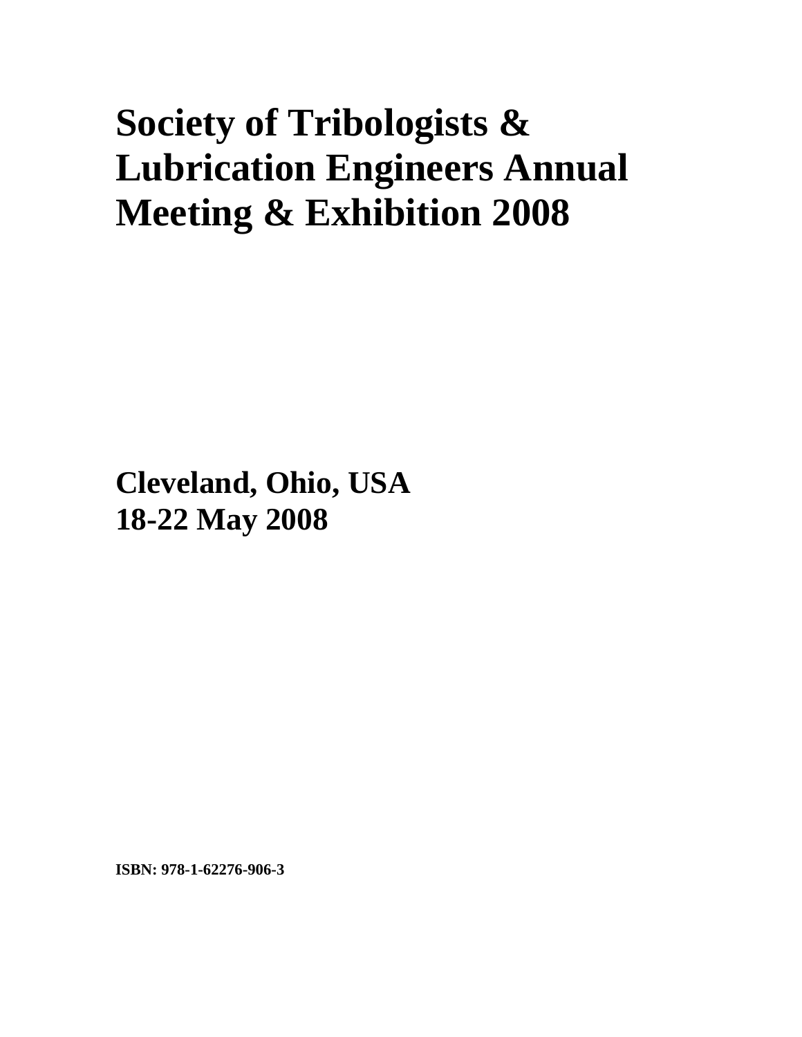# Society of Tribologists & Lubrication Engineers Annual Meeting & Exhibition 2008

**Cleveland, Ohio, USA**
**18-22 May 2008**

**ISBN: 978-1-62276-906-3**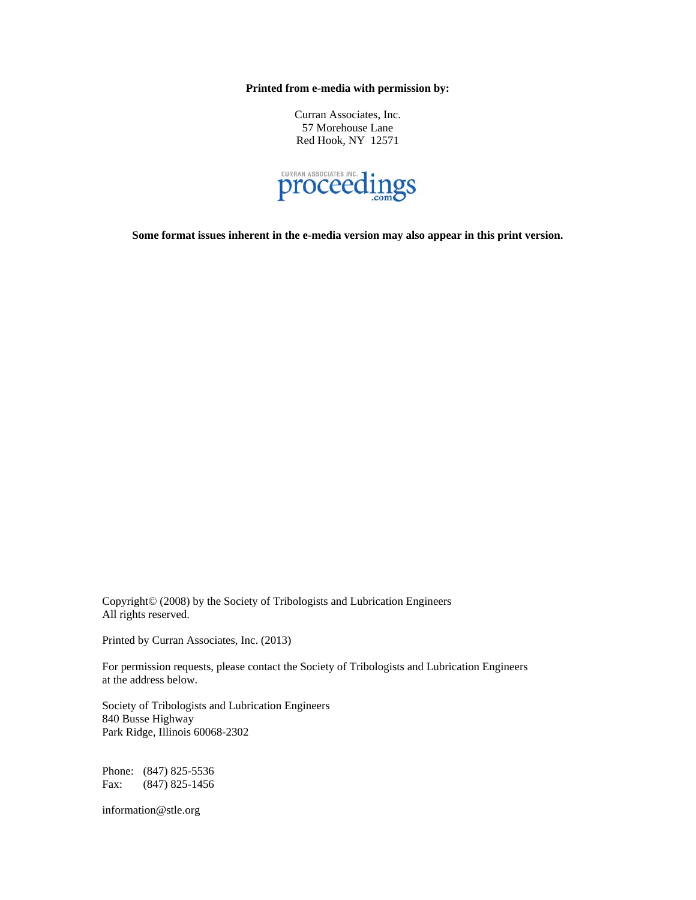**Printed from e-media with permission by:**

Curran Associates, Inc.
57 Morehouse Lane
Red Hook, NY 12571

CURRAN ASSOCIATES INC. proceedings.com

**Some format issues inherent in the e-media version may also appear in this print version.**

Copyright© (2008) by the Society of Tribologists and Lubrication Engineers
All rights reserved.

Printed by Curran Associates, Inc. (2013)

For permission requests, please contact the Society of Tribologists and Lubrication Engineers at the address below.

Society of Tribologists and Lubrication Engineers
840 Busse Highway
Park Ridge, Illinois 60068-2302

Phone: (847) 825-5536
Fax: (847) 825-1456

information@stle.org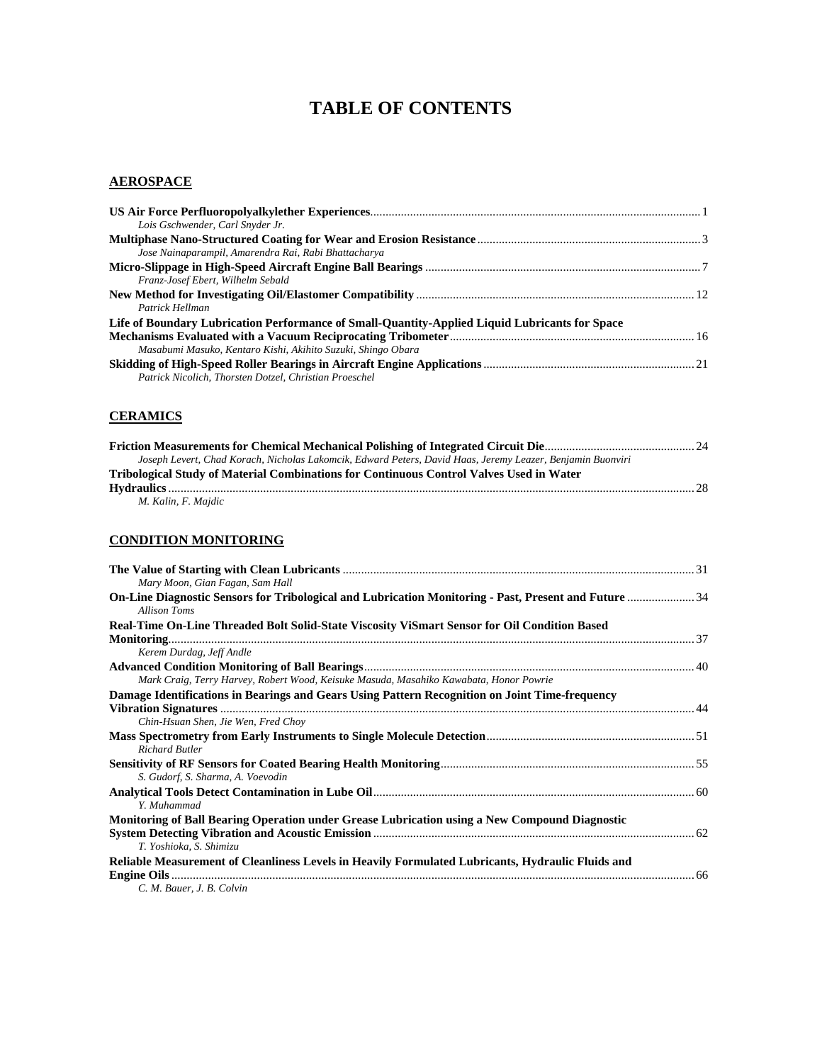# TABLE OF CONTENTS

## AEROSPACE

**US Air Force Perfluoropolyalkylether Experiences** .......... 1
*Lois Gschwender, Carl Snyder Jr.*

**Multiphase Nano-Structured Coating for Wear and Erosion Resistance** .......... 3
*Jose Nainaparampil, Amarendra Rai, Rabi Bhattacharya*

**Micro-Slippage in High-Speed Aircraft Engine Ball Bearings** .......... 7
*Franz-Josef Ebert, Wilhelm Sebald*

**New Method for Investigating Oil/Elastomer Compatibility** .......... 12
*Patrick Hellman*

**Life of Boundary Lubrication Performance of Small-Quantity-Applied Liquid Lubricants for Space Mechanisms Evaluated with a Vacuum Reciprocating Tribometer** .......... 16
*Masabumi Masuko, Kentaro Kishi, Akihito Suzuki, Shingo Obara*

**Skidding of High-Speed Roller Bearings in Aircraft Engine Applications** .......... 21
*Patrick Nicolich, Thorsten Dotzel, Christian Proeschel*

## CERAMICS

**Friction Measurements for Chemical Mechanical Polishing of Integrated Circuit Die** .......... 24
*Joseph Levert, Chad Korach, Nicholas Lakomcik, Edward Peters, David Haas, Jeremy Leazer, Benjamin Buonviri*

**Tribological Study of Material Combinations for Continuous Control Valves Used in Water Hydraulics** .......... 28
*M. Kalin, F. Majdic*

## CONDITION MONITORING

**The Value of Starting with Clean Lubricants** .......... 31
*Mary Moon, Gian Fagan, Sam Hall*

**On-Line Diagnostic Sensors for Tribological and Lubrication Monitoring - Past, Present and Future** .......... 34
*Allison Toms*

**Real-Time On-Line Threaded Bolt Solid-State Viscosity ViSmart Sensor for Oil Condition Based Monitoring** .......... 37
*Kerem Durdag, Jeff Andle*

**Advanced Condition Monitoring of Ball Bearings** .......... 40
*Mark Craig, Terry Harvey, Robert Wood, Keisuke Masuda, Masahiko Kawabata, Honor Powrie*

**Damage Identifications in Bearings and Gears Using Pattern Recognition on Joint Time-frequency Vibration Signatures** .......... 44
*Chin-Hsuan Shen, Jie Wen, Fred Choy*

**Mass Spectrometry from Early Instruments to Single Molecule Detection** .......... 51
*Richard Butler*

**Sensitivity of RF Sensors for Coated Bearing Health Monitoring** .......... 55
*S. Gudorf, S. Sharma, A. Voevodin*

**Analytical Tools Detect Contamination in Lube Oil** .......... 60
*Y. Muhammad*

**Monitoring of Ball Bearing Operation under Grease Lubrication using a New Compound Diagnostic System Detecting Vibration and Acoustic Emission** .......... 62
*T. Yoshioka, S. Shimizu*

**Reliable Measurement of Cleanliness Levels in Heavily Formulated Lubricants, Hydraulic Fluids and Engine Oils** .......... 66
*C. M. Bauer, J. B. Colvin*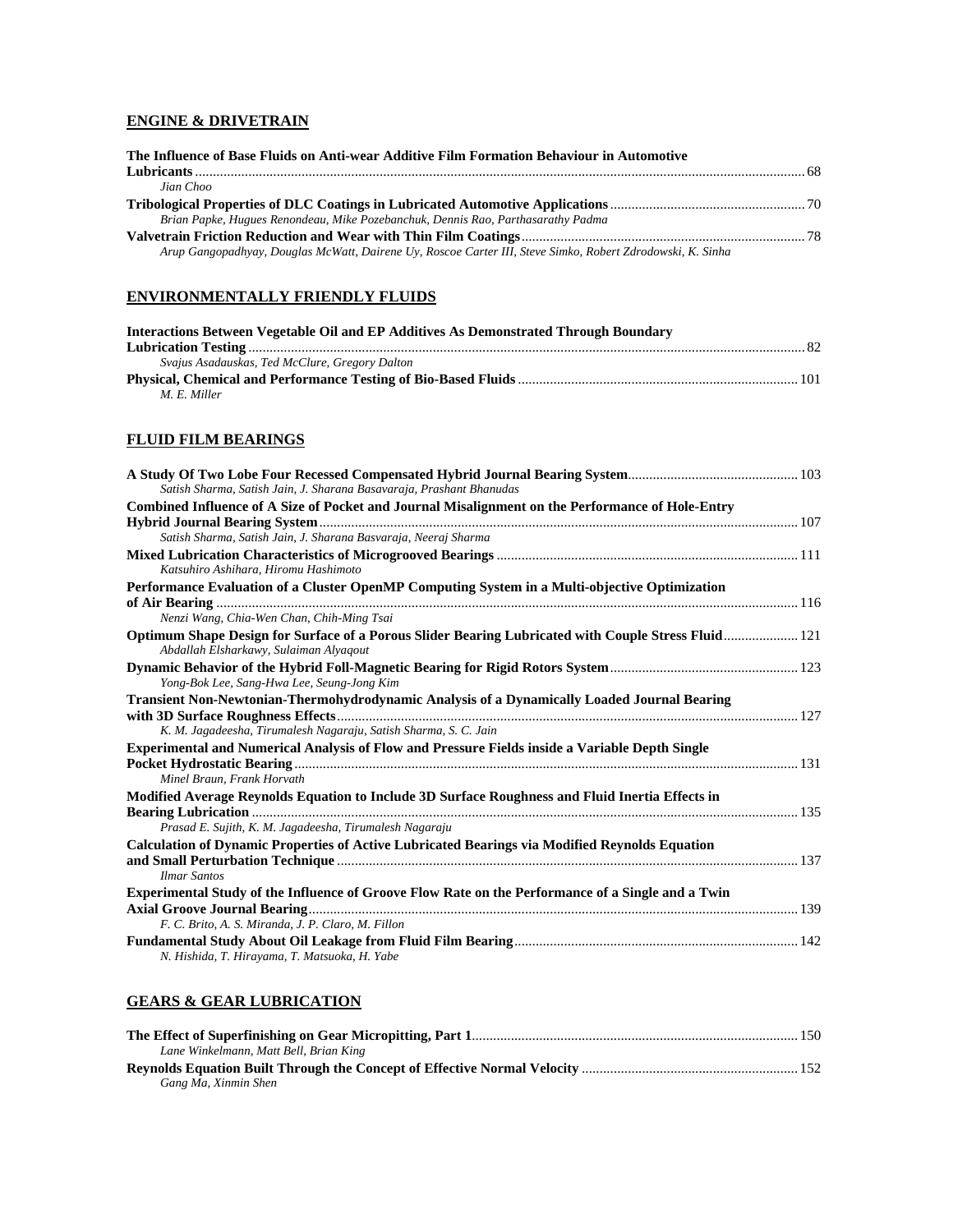## ENGINE & DRIVETRAIN

**The Influence of Base Fluids on Anti-wear Additive Film Formation Behaviour in Automotive Lubricants** ........ 68
*Jian Choo*

**Tribological Properties of DLC Coatings in Lubricated Automotive Applications** ........ 70
*Brian Papke, Hugues Renondeau, Mike Pozebanchuk, Dennis Rao, Parthasarathy Padma*

**Valvetrain Friction Reduction and Wear with Thin Film Coatings** ........ 78
*Arup Gangopadhyay, Douglas McWatt, Dairene Uy, Roscoe Carter III, Steve Simko, Robert Zdrodowski, K. Sinha*

## ENVIRONMENTALLY FRIENDLY FLUIDS

**Interactions Between Vegetable Oil and EP Additives As Demonstrated Through Boundary Lubrication Testing** ........ 82
*Svajus Asadauskas, Ted McClure, Gregory Dalton*

**Physical, Chemical and Performance Testing of Bio-Based Fluids** ........ 101
*M. E. Miller*

## FLUID FILM BEARINGS

**A Study Of Two Lobe Four Recessed Compensated Hybrid Journal Bearing System** ........ 103
*Satish Sharma, Satish Jain, J. Sharana Basavaraja, Prashant Bhanudas*

**Combined Influence of A Size of Pocket and Journal Misalignment on the Performance of Hole-Entry Hybrid Journal Bearing System** ........ 107
*Satish Sharma, Satish Jain, J. Sharana Basvaraja, Neeraj Sharma*

**Mixed Lubrication Characteristics of Microgrooved Bearings** ........ 111
*Katsuhiro Ashihara, Hiromu Hashimoto*

**Performance Evaluation of a Cluster OpenMP Computing System in a Multi-objective Optimization of Air Bearing** ........ 116
*Nenzi Wang, Chia-Wen Chan, Chih-Ming Tsai*

**Optimum Shape Design for Surface of a Porous Slider Bearing Lubricated with Couple Stress Fluid** ........ 121
*Abdallah Elsharkawy, Sulaiman Alyaqout*

**Dynamic Behavior of the Hybrid Foll-Magnetic Bearing for Rigid Rotors System** ........ 123
*Yong-Bok Lee, Sang-Hwa Lee, Seung-Jong Kim*

**Transient Non-Newtonian-Thermohydrodynamic Analysis of a Dynamically Loaded Journal Bearing with 3D Surface Roughness Effects** ........ 127
*K. M. Jagadeesha, Tirumalesh Nagaraju, Satish Sharma, S. C. Jain*

**Experimental and Numerical Analysis of Flow and Pressure Fields inside a Variable Depth Single Pocket Hydrostatic Bearing** ........ 131
*Minel Braun, Frank Horvath*

**Modified Average Reynolds Equation to Include 3D Surface Roughness and Fluid Inertia Effects in Bearing Lubrication** ........ 135
*Prasad E. Sujith, K. M. Jagadeesha, Tirumalesh Nagaraju*

**Calculation of Dynamic Properties of Active Lubricated Bearings via Modified Reynolds Equation and Small Perturbation Technique** ........ 137
*Ilmar Santos*

**Experimental Study of the Influence of Groove Flow Rate on the Performance of a Single and a Twin Axial Groove Journal Bearing** ........ 139
*F. C. Brito, A. S. Miranda, J. P. Claro, M. Fillon*

**Fundamental Study About Oil Leakage from Fluid Film Bearing** ........ 142
*N. Hishida, T. Hirayama, T. Matsuoka, H. Yabe*

## GEARS & GEAR LUBRICATION

**The Effect of Superfinishing on Gear Micropitting, Part 1** ........ 150
*Lane Winkelmann, Matt Bell, Brian King*

**Reynolds Equation Built Through the Concept of Effective Normal Velocity** ........ 152
*Gang Ma, Xinmin Shen*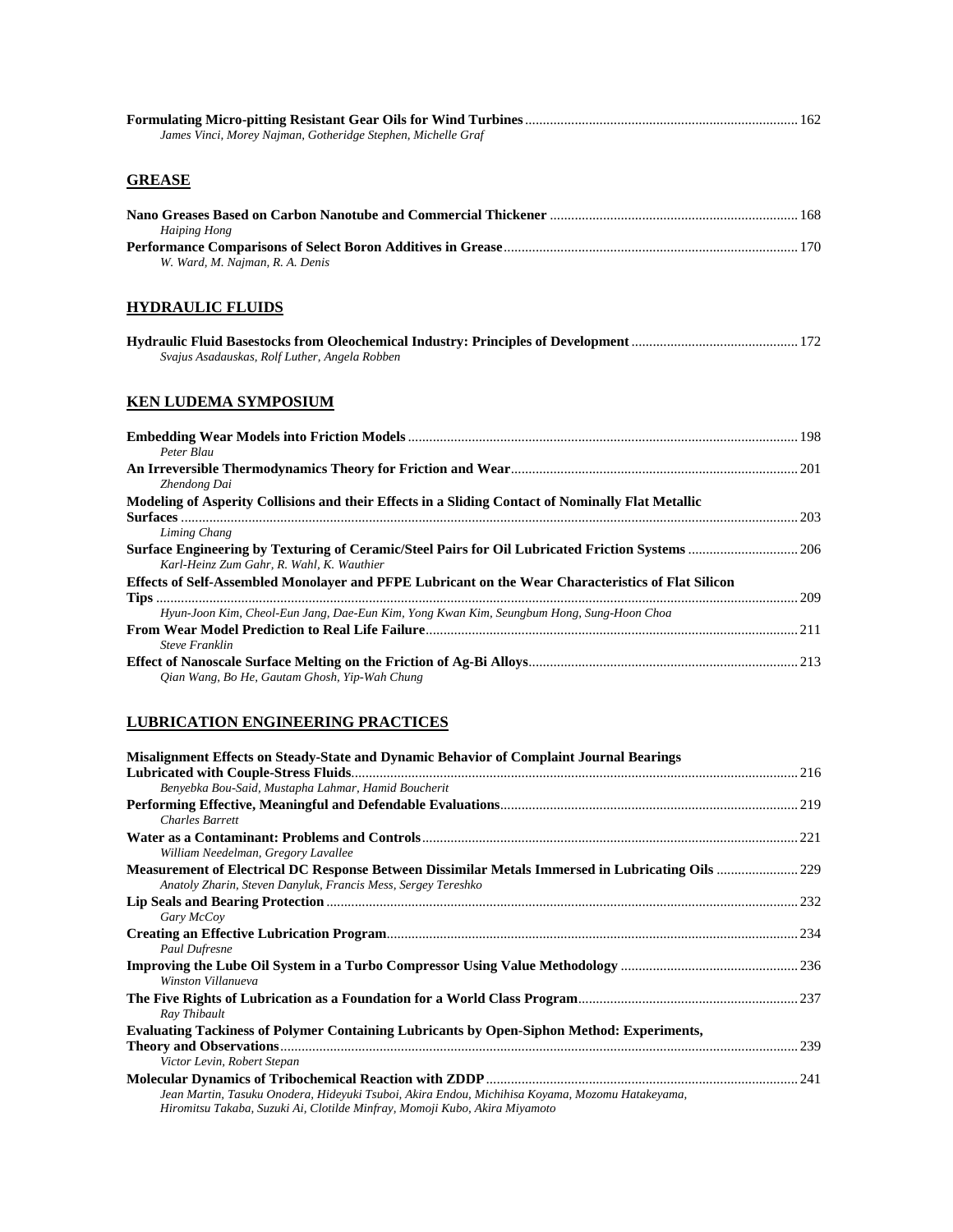**Formulating Micro-pitting Resistant Gear Oils for Wind Turbines** ... 162
*James Vinci, Morey Najman, Gotheridge Stephen, Michelle Graf*

## GREASE

**Nano Greases Based on Carbon Nanotube and Commercial Thickener** ... 168
*Haiping Hong*

**Performance Comparisons of Select Boron Additives in Grease** ... 170
*W. Ward, M. Najman, R. A. Denis*

## HYDRAULIC FLUIDS

**Hydraulic Fluid Basestocks from Oleochemical Industry: Principles of Development** ... 172
*Svajus Asadauskas, Rolf Luther, Angela Robben*

## KEN LUDEMA SYMPOSIUM

**Embedding Wear Models into Friction Models** ... 198
*Peter Blau*

**An Irreversible Thermodynamics Theory for Friction and Wear** ... 201
*Zhendong Dai*

**Modeling of Asperity Collisions and their Effects in a Sliding Contact of Nominally Flat Metallic Surfaces** ... 203
*Liming Chang*

**Surface Engineering by Texturing of Ceramic/Steel Pairs for Oil Lubricated Friction Systems** ... 206
*Karl-Heinz Zum Gahr, R. Wahl, K. Wauthier*

**Effects of Self-Assembled Monolayer and PFPE Lubricant on the Wear Characteristics of Flat Silicon Tips** ... 209
*Hyun-Joon Kim, Cheol-Eun Jang, Dae-Eun Kim, Yong Kwan Kim, Seungbum Hong, Sung-Hoon Choa*

**From Wear Model Prediction to Real Life Failure** ... 211
*Steve Franklin*

**Effect of Nanoscale Surface Melting on the Friction of Ag-Bi Alloys** ... 213
*Qian Wang, Bo He, Gautam Ghosh, Yip-Wah Chung*

## LUBRICATION ENGINEERING PRACTICES

**Misalignment Effects on Steady-State and Dynamic Behavior of Complaint Journal Bearings Lubricated with Couple-Stress Fluids** ... 216
*Benyebka Bou-Said, Mustapha Lahmar, Hamid Boucherit*

**Performing Effective, Meaningful and Defendable Evaluations** ... 219
*Charles Barrett*

**Water as a Contaminant: Problems and Controls** ... 221
*William Needelman, Gregory Lavallee*

**Measurement of Electrical DC Response Between Dissimilar Metals Immersed in Lubricating Oils** ... 229
*Anatoly Zharin, Steven Danyluk, Francis Mess, Sergey Tereshko*

**Lip Seals and Bearing Protection** ... 232
*Gary McCoy*

**Creating an Effective Lubrication Program** ... 234
*Paul Dufresne*

**Improving the Lube Oil System in a Turbo Compressor Using Value Methodology** ... 236
*Winston Villanueva*

**The Five Rights of Lubrication as a Foundation for a World Class Program** ... 237
*Ray Thibault*

**Evaluating Tackiness of Polymer Containing Lubricants by Open-Siphon Method: Experiments, Theory and Observations** ... 239
*Victor Levin, Robert Stepan*

**Molecular Dynamics of Tribochemical Reaction with ZDDP** ... 241
*Jean Martin, Tasuku Onodera, Hideyuki Tsuboi, Akira Endou, Michihisa Koyama, Mozomu Hatakeyama, Hiromitsu Takaba, Suzuki Ai, Clotilde Minfray, Momoji Kubo, Akira Miyamoto*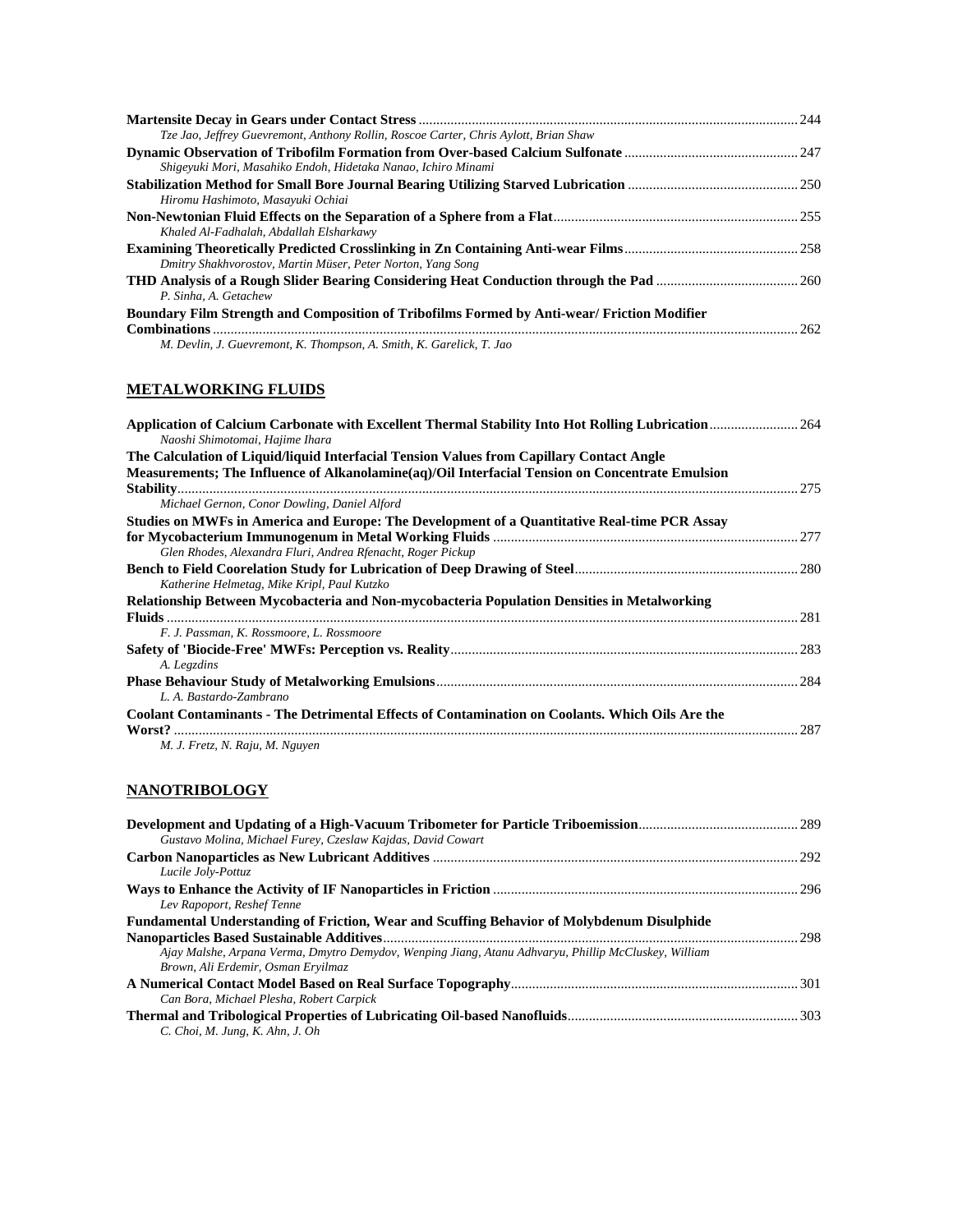**Martensite Decay in Gears under Contact Stress** .......... 244
*Tze Jao, Jeffrey Guevremont, Anthony Rollin, Roscoe Carter, Chris Aylott, Brian Shaw*

**Dynamic Observation of Tribofilm Formation from Over-based Calcium Sulfonate** .......... 247
*Shigeyuki Mori, Masahiko Endoh, Hidetaka Nanao, Ichiro Minami*

**Stabilization Method for Small Bore Journal Bearing Utilizing Starved Lubrication** .......... 250
*Hiromu Hashimoto, Masayuki Ochiai*

**Non-Newtonian Fluid Effects on the Separation of a Sphere from a Flat** .......... 255
*Khaled Al-Fadhalah, Abdallah Elsharkawy*

**Examining Theoretically Predicted Crosslinking in Zn Containing Anti-wear Films** .......... 258
*Dmitry Shakhvorostov, Martin Müser, Peter Norton, Yang Song*

**THD Analysis of a Rough Slider Bearing Considering Heat Conduction through the Pad** .......... 260
*P. Sinha, A. Getachew*

**Boundary Film Strength and Composition of Tribofilms Formed by Anti-wear/ Friction Modifier Combinations** .......... 262
*M. Devlin, J. Guevremont, K. Thompson, A. Smith, K. Garelick, T. Jao*

## METALWORKING FLUIDS

**Application of Calcium Carbonate with Excellent Thermal Stability Into Hot Rolling Lubrication** .......... 264
*Naoshi Shimotomai, Hajime Ihara*

**The Calculation of Liquid/liquid Interfacial Tension Values from Capillary Contact Angle Measurements; The Influence of Alkanolamine(aq)/Oil Interfacial Tension on Concentrate Emulsion Stability** .......... 275
*Michael Gernon, Conor Dowling, Daniel Alford*

**Studies on MWFs in America and Europe: The Development of a Quantitative Real-time PCR Assay for Mycobacterium Immunogenum in Metal Working Fluids** .......... 277
*Glen Rhodes, Alexandra Fluri, Andrea Rfenacht, Roger Pickup*

**Bench to Field Coorelation Study for Lubrication of Deep Drawing of Steel** .......... 280
*Katherine Helmetag, Mike Kripl, Paul Kutzko*

**Relationship Between Mycobacteria and Non-mycobacteria Population Densities in Metalworking Fluids** .......... 281
*F. J. Passman, K. Rossmoore, L. Rossmoore*

**Safety of 'Biocide-Free' MWFs: Perception vs. Reality** .......... 283
*A. Legzdins*

**Phase Behaviour Study of Metalworking Emulsions** .......... 284
*L. A. Bastardo-Zambrano*

**Coolant Contaminants - The Detrimental Effects of Contamination on Coolants. Which Oils Are the Worst?** .......... 287
*M. J. Fretz, N. Raju, M. Nguyen*

## NANOTRIBOLOGY

**Development and Updating of a High-Vacuum Tribometer for Particle Triboemission** .......... 289
*Gustavo Molina, Michael Furey, Czeslaw Kajdas, David Cowart*

**Carbon Nanoparticles as New Lubricant Additives** .......... 292
*Lucile Joly-Pottuz*

**Ways to Enhance the Activity of IF Nanoparticles in Friction** .......... 296
*Lev Rapoport, Reshef Tenne*

**Fundamental Understanding of Friction, Wear and Scuffing Behavior of Molybdenum Disulphide Nanoparticles Based Sustainable Additives** .......... 298
*Ajay Malshe, Arpana Verma, Dmytro Demydov, Wenping Jiang, Atanu Adhvaryu, Phillip McCluskey, William Brown, Ali Erdemir, Osman Eryilmaz*

**A Numerical Contact Model Based on Real Surface Topography** .......... 301
*Can Bora, Michael Plesha, Robert Carpick*

**Thermal and Tribological Properties of Lubricating Oil-based Nanofluids** .......... 303
*C. Choi, M. Jung, K. Ahn, J. Oh*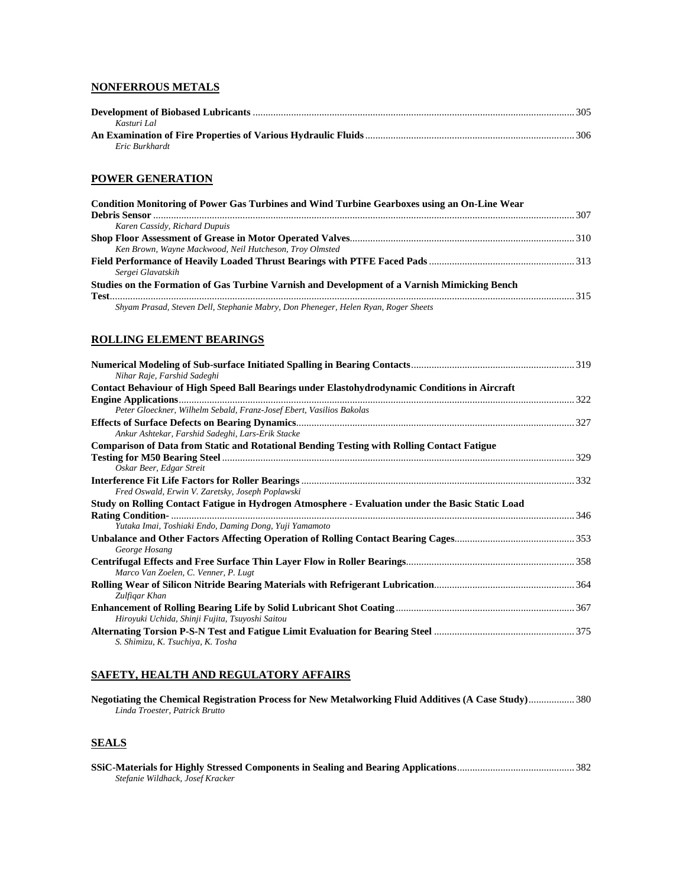## NONFERROUS METALS

**Development of Biobased Lubricants** ........................................................................................................ 305
*Kasturi Lal*

**An Examination of Fire Properties of Various Hydraulic Fluids** .............................................................. 306
*Eric Burkhardt*

## POWER GENERATION

**Condition Monitoring of Power Gas Turbines and Wind Turbine Gearboxes using an On-Line Wear Debris Sensor** ........................................................................................................................................ 307
*Karen Cassidy, Richard Dupuis*

**Shop Floor Assessment of Grease in Motor Operated Valves** ................................................................ 310
*Ken Brown, Wayne Mackwood, Neil Hutcheson, Troy Olmsted*

**Field Performance of Heavily Loaded Thrust Bearings with PTFE Faced Pads** ....................................... 313
*Sergei Glavatskih*

**Studies on the Formation of Gas Turbine Varnish and Development of a Varnish Mimicking Bench Test** .................................................................................................................................................... 315
*Shyam Prasad, Steven Dell, Stephanie Mabry, Don Pheneger, Helen Ryan, Roger Sheets*

## ROLLING ELEMENT BEARINGS

**Numerical Modeling of Sub-surface Initiated Spalling in Bearing Contacts** ............................................. 319
*Nihar Raje, Farshid Sadeghi*

**Contact Behaviour of High Speed Ball Bearings under Elastohydrodynamic Conditions in Aircraft Engine Applications** ................................................................................................................................... 322
*Peter Gloeckner, Wilhelm Sebald, Franz-Josef Ebert, Vasilios Bakolas*

**Effects of Surface Defects on Bearing Dynamics** ........................................................................................ 327
*Ankur Ashtekar, Farshid Sadeghi, Lars-Erik Stacke*

**Comparison of Data from Static and Rotational Bending Testing with Rolling Contact Fatigue Testing for M50 Bearing Steel** .................................................................................................................. 329
*Oskar Beer, Edgar Streit*

**Interference Fit Life Factors for Roller Bearings** ......................................................................................... 332
*Fred Oswald, Erwin V. Zaretsky, Joseph Poplawski*

**Study on Rolling Contact Fatigue in Hydrogen Atmosphere - Evaluation under the Basic Static Load Rating Condition-** ................................................................................................................................... 346
*Yutaka Imai, Toshiaki Endo, Daming Dong, Yuji Yamamoto*

**Unbalance and Other Factors Affecting Operation of Rolling Contact Bearing Cages** .............................. 353
*George Hosang*

**Centrifugal Effects and Free Surface Thin Layer Flow in Roller Bearings** ................................................ 358
*Marco Van Zoelen, C. Venner, P. Lugt*

**Rolling Wear of Silicon Nitride Bearing Materials with Refrigerant Lubrication** ...................................... 364
*Zulfiqar Khan*

**Enhancement of Rolling Bearing Life by Solid Lubricant Shot Coating** ................................................... 367
*Hiroyuki Uchida, Shinji Fujita, Tsuyoshi Saitou*

**Alternating Torsion P-S-N Test and Fatigue Limit Evaluation for Bearing Steel** ...................................... 375
*S. Shimizu, K. Tsuchiya, K. Tosha*

## SAFETY, HEALTH AND REGULATORY AFFAIRS

**Negotiating the Chemical Registration Process for New Metalworking Fluid Additives (A Case Study)** .................. 380
*Linda Troester, Patrick Brutto*

## SEALS

**SSiC-Materials for Highly Stressed Components in Sealing and Bearing Applications** ............................. 382
*Stefanie Wildhack, Josef Kracker*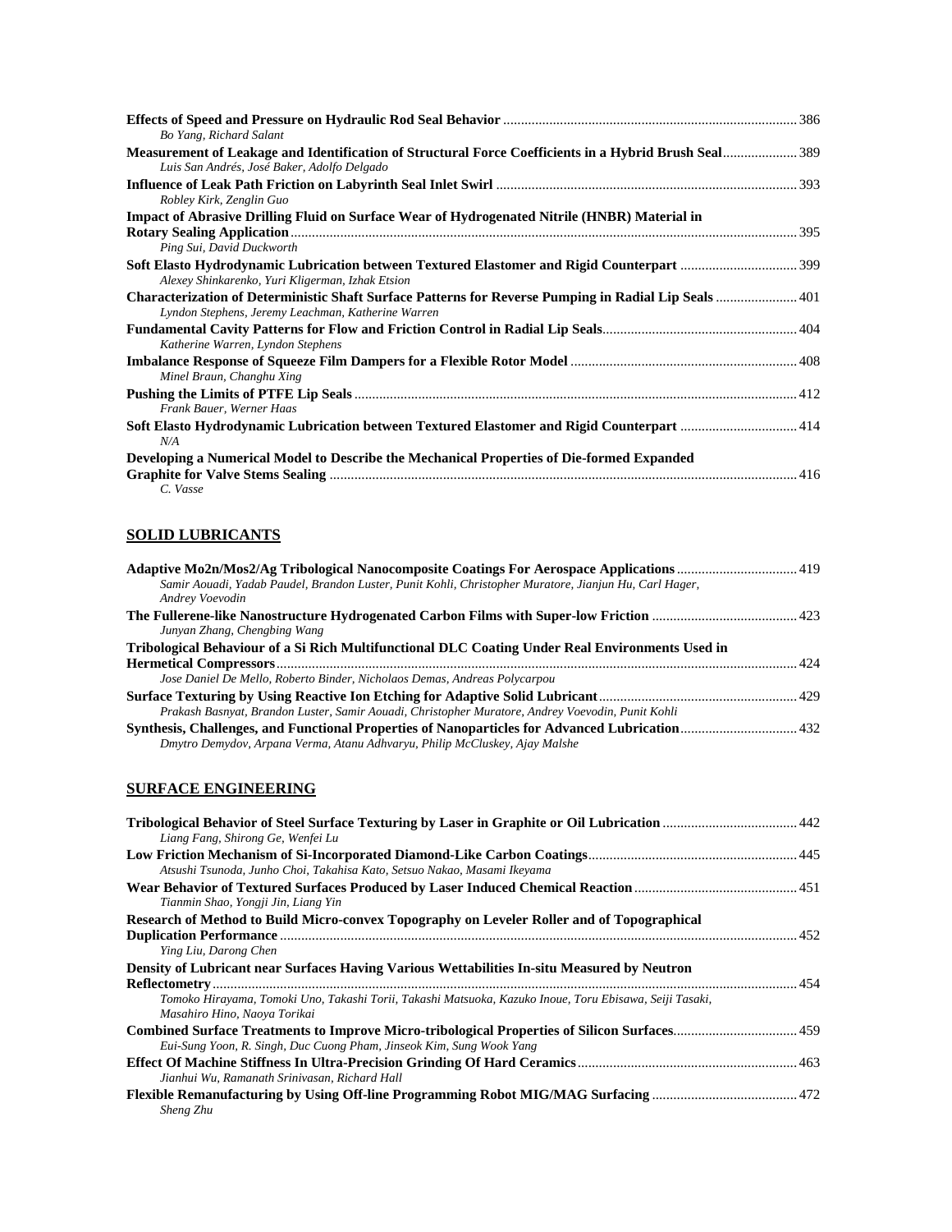**Effects of Speed and Pressure on Hydraulic Rod Seal Behavior** .... 386
*Bo Yang, Richard Salant*

**Measurement of Leakage and Identification of Structural Force Coefficients in a Hybrid Brush Seal** .... 389
*Luis San Andrés, José Baker, Adolfo Delgado*

**Influence of Leak Path Friction on Labyrinth Seal Inlet Swirl** .... 393
*Robley Kirk, Zenglin Guo*

**Impact of Abrasive Drilling Fluid on Surface Wear of Hydrogenated Nitrile (HNBR) Material in Rotary Sealing Application** .... 395
*Ping Sui, David Duckworth*

**Soft Elasto Hydrodynamic Lubrication between Textured Elastomer and Rigid Counterpart** .... 399
*Alexey Shinkarenko, Yuri Kligerman, Izhak Etsion*

**Characterization of Deterministic Shaft Surface Patterns for Reverse Pumping in Radial Lip Seals** .... 401
*Lyndon Stephens, Jeremy Leachman, Katherine Warren*

**Fundamental Cavity Patterns for Flow and Friction Control in Radial Lip Seals** .... 404
*Katherine Warren, Lyndon Stephens*

**Imbalance Response of Squeeze Film Dampers for a Flexible Rotor Model** .... 408
*Minel Braun, Changhu Xing*

**Pushing the Limits of PTFE Lip Seals** .... 412
*Frank Bauer, Werner Haas*

**Soft Elasto Hydrodynamic Lubrication between Textured Elastomer and Rigid Counterpart** .... 414
*N/A*

**Developing a Numerical Model to Describe the Mechanical Properties of Die-formed Expanded Graphite for Valve Stems Sealing** .... 416
*C. Vasse*

## SOLID LUBRICANTS

**Adaptive Mo2n/Mos2/Ag Tribological Nanocomposite Coatings For Aerospace Applications** .... 419
*Samir Aouadi, Yadab Paudel, Brandon Luster, Punit Kohli, Christopher Muratore, Jianjun Hu, Carl Hager, Andrey Voevodin*

**The Fullerene-like Nanostructure Hydrogenated Carbon Films with Super-low Friction** .... 423
*Junyan Zhang, Chengbing Wang*

**Tribological Behaviour of a Si Rich Multifunctional DLC Coating Under Real Environments Used in Hermetical Compressors** .... 424
*Jose Daniel De Mello, Roberto Binder, Nicholaos Demas, Andreas Polycarpou*

**Surface Texturing by Using Reactive Ion Etching for Adaptive Solid Lubricant** .... 429
*Prakash Basnyat, Brandon Luster, Samir Aouadi, Christopher Muratore, Andrey Voevodin, Punit Kohli*

**Synthesis, Challenges, and Functional Properties of Nanoparticles for Advanced Lubrication** .... 432
*Dmytro Demydov, Arpana Verma, Atanu Adhvaryu, Philip McCluskey, Ajay Malshe*

## SURFACE ENGINEERING

**Tribological Behavior of Steel Surface Texturing by Laser in Graphite or Oil Lubrication** .... 442
*Liang Fang, Shirong Ge, Wenfei Lu*

**Low Friction Mechanism of Si-Incorporated Diamond-Like Carbon Coatings** .... 445
*Atsushi Tsunoda, Junho Choi, Takahisa Kato, Setsuo Nakao, Masami Ikeyama*

**Wear Behavior of Textured Surfaces Produced by Laser Induced Chemical Reaction** .... 451
*Tianmin Shao, Yongji Jin, Liang Yin*

**Research of Method to Build Micro-convex Topography on Leveler Roller and of Topographical Duplication Performance** .... 452
*Ying Liu, Darong Chen*

**Density of Lubricant near Surfaces Having Various Wettabilities In-situ Measured by Neutron Reflectometry** .... 454
*Tomoko Hirayama, Tomoki Uno, Takashi Torii, Takashi Matsuoka, Kazuko Inoue, Toru Ebisawa, Seiji Tasaki, Masahiro Hino, Naoya Torikai*

**Combined Surface Treatments to Improve Micro-tribological Properties of Silicon Surfaces** .... 459
*Eui-Sung Yoon, R. Singh, Duc Cuong Pham, Jinseok Kim, Sung Wook Yang*

**Effect Of Machine Stiffness In Ultra-Precision Grinding Of Hard Ceramics** .... 463
*Jianhui Wu, Ramanath Srinivasan, Richard Hall*

**Flexible Remanufacturing by Using Off-line Programming Robot MIG/MAG Surfacing** .... 472
*Sheng Zhu*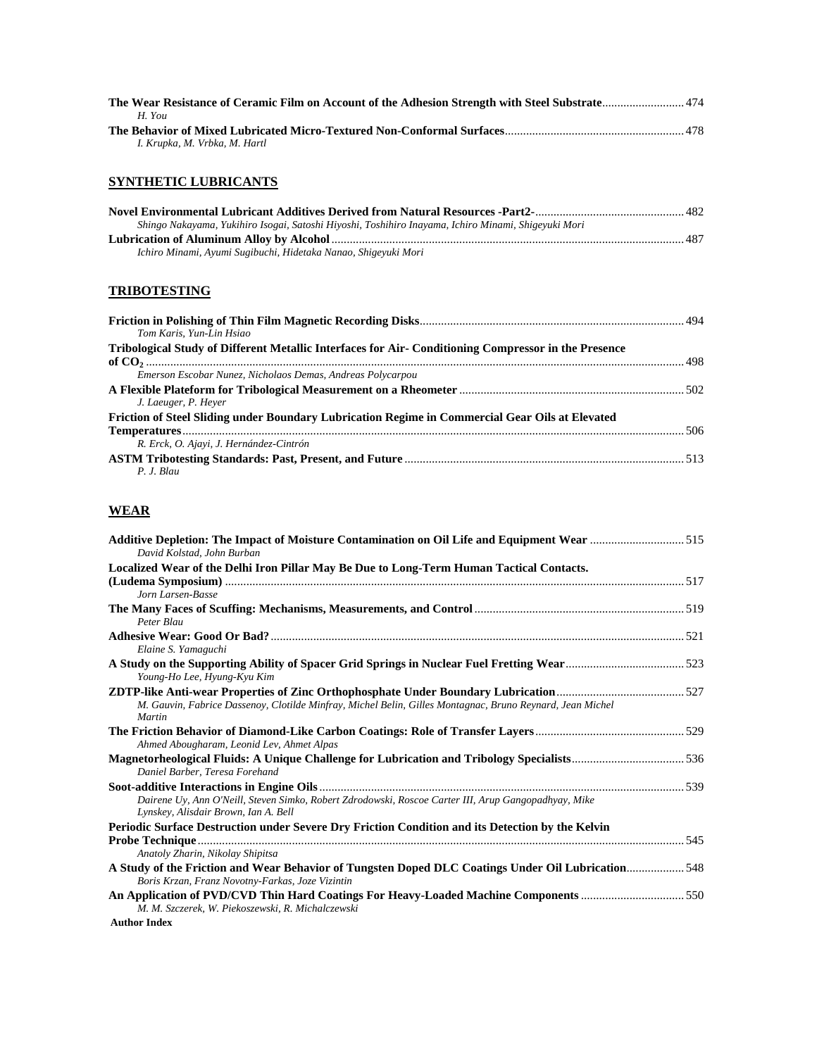**The Wear Resistance of Ceramic Film on Account of the Adhesion Strength with Steel Substrate** ........................... 474
*H. You*

**The Behavior of Mixed Lubricated Micro-Textured Non-Conformal Surfaces** .......................................................... 478
*I. Krupka, M. Vrbka, M. Hartl*

## SYNTHETIC LUBRICANTS

**Novel Environmental Lubricant Additives Derived from Natural Resources -Part2-** ................................................ 482
*Shingo Nakayama, Yukihiro Isogai, Satoshi Hiyoshi, Toshihiro Inayama, Ichiro Minami, Shigeyuki Mori*

**Lubrication of Aluminum Alloy by Alcohol** ................................................................................................................ 487
*Ichiro Minami, Ayumi Sugibuchi, Hidetaka Nanao, Shigeyuki Mori*

## TRIBOTESTING

**Friction in Polishing of Thin Film Magnetic Recording Disks** ...................................................................................... 494
*Tom Karis, Yun-Lin Hsiao*

**Tribological Study of Different Metallic Interfaces for Air- Conditioning Compressor in the Presence of $CO_2$** ..................................................................................................................................................... 498
*Emerson Escobar Nunez, Nicholaos Demas, Andreas Polycarpou*

**A Flexible Plateform for Tribological Measurement on a Rheometer** .......................................................................... 502
*J. Laeuger, P. Heyer*

**Friction of Steel Sliding under Boundary Lubrication Regime in Commercial Gear Oils at Elevated Temperatures** ................................................................................................................................................... 506
*R. Erck, O. Ajayi, J. Hernández-Cintrón*

**ASTM Tribotesting Standards: Past, Present, and Future** ............................................................................................ 513
*P. J. Blau*

## WEAR

**Additive Depletion: The Impact of Moisture Contamination on Oil Life and Equipment Wear** ............................... 515
*David Kolstad, John Burban*

**Localized Wear of the Delhi Iron Pillar May Be Due to Long-Term Human Tactical Contacts. (Ludema Symposium)** ...................................................................................................................................... 517
*Jorn Larsen-Basse*

**The Many Faces of Scuffing: Mechanisms, Measurements, and Control** .................................................................... 519
*Peter Blau*

**Adhesive Wear: Good Or Bad?** ....................................................................................................................................... 521
*Elaine S. Yamaguchi*

**A Study on the Supporting Ability of Spacer Grid Springs in Nuclear Fuel Fretting Wear** ....................................... 523
*Young-Ho Lee, Hyung-Kyu Kim*

**ZDTP-like Anti-wear Properties of Zinc Orthophosphate Under Boundary Lubrication** .......................................... 527
*M. Gauvin, Fabrice Dassenoy, Clotilde Minfray, Michel Belin, Gilles Montagnac, Bruno Reynard, Jean Michel Martin*

**The Friction Behavior of Diamond-Like Carbon Coatings: Role of Transfer Layers** ................................................. 529
*Ahmed Abougharam, Leonid Lev, Ahmet Alpas*

**Magnetorheological Fluids: A Unique Challenge for Lubrication and Tribology Specialists** ..................................... 536
*Daniel Barber, Teresa Forehand*

**Soot-additive Interactions in Engine Oils** ....................................................................................................................... 539
*Dairene Uy, Ann O'Neill, Steven Simko, Robert Zdrodowski, Roscoe Carter III, Arup Gangopadhyay, Mike Lynskey, Alisdair Brown, Ian A. Bell*

**Periodic Surface Destruction under Severe Dry Friction Condition and its Detection by the Kelvin Probe Technique** ............................................................................................................................................... 545
*Anatoly Zharin, Nikolay Shipitsa*

**A Study of the Friction and Wear Behavior of Tungsten Doped DLC Coatings Under Oil Lubrication** .................. 548
*Boris Krzan, Franz Novotny-Farkas, Joze Vizintin*

**An Application of PVD/CVD Thin Hard Coatings For Heavy-Loaded Machine Components** ................................. 550
*M. M. Szczerek, W. Piekoszewski, R. Michalczewski*

**Author Index**